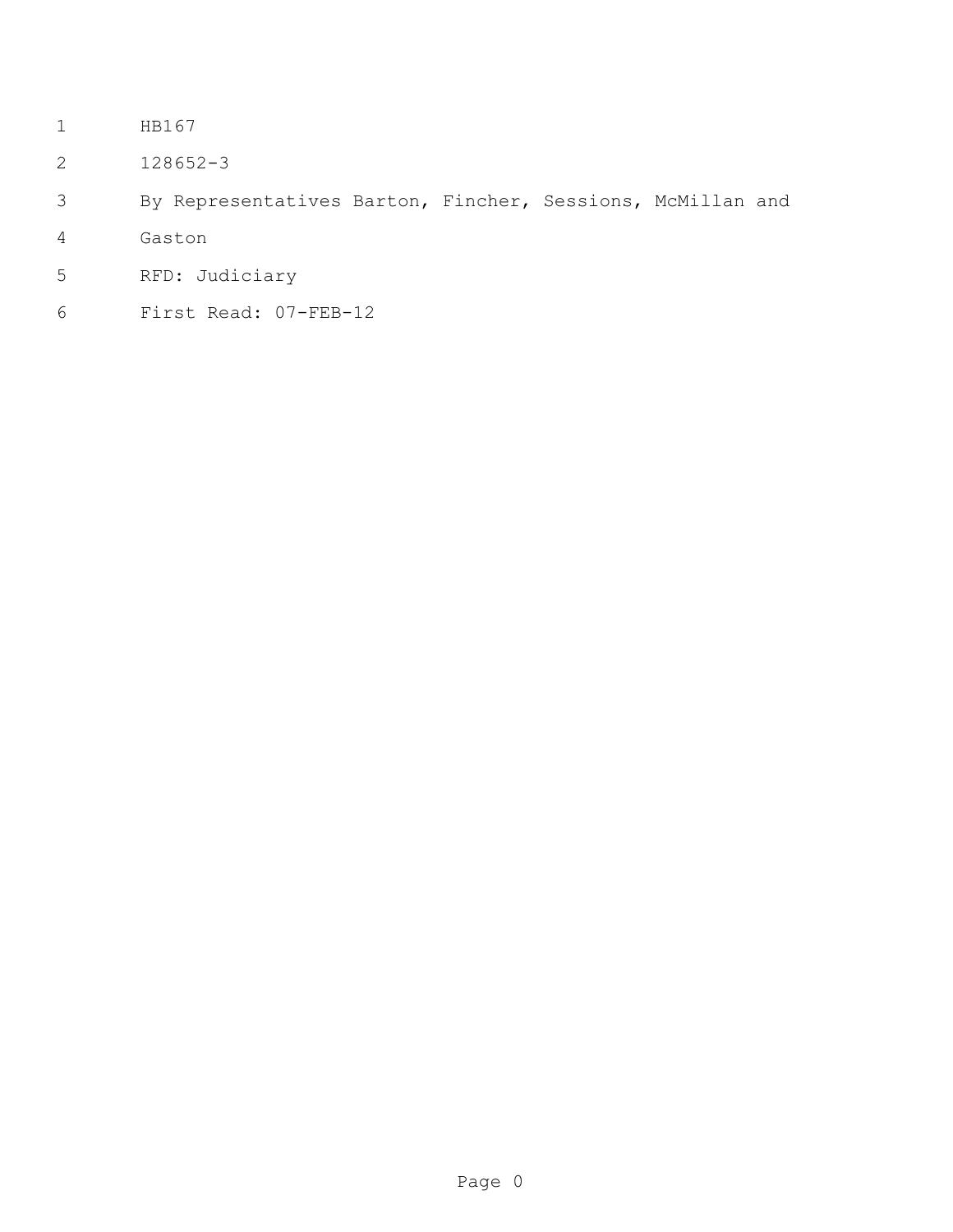HB167

128652-3

By Representatives Barton, Fincher, Sessions, McMillan and Gaston

RFD: Judiciary

First Read: 07-FEB-12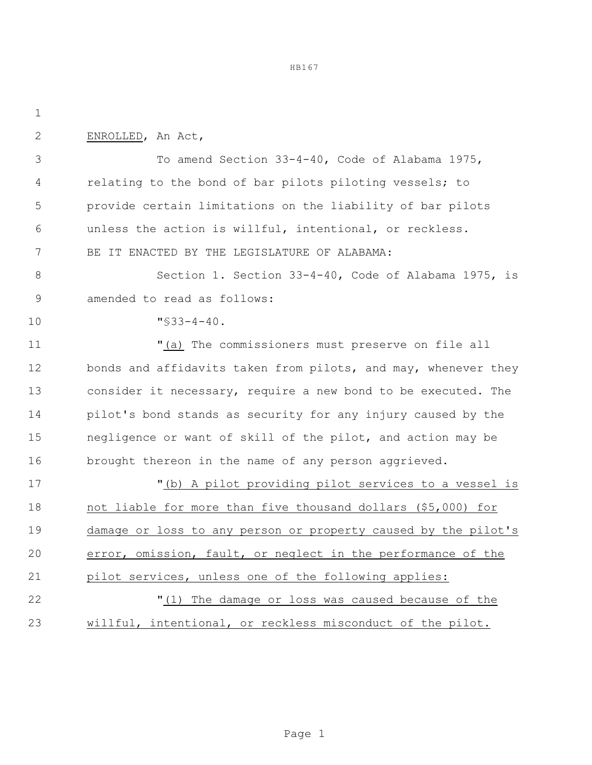ENROLLED, An Act,

To amend Section 33-4-40, Code of Alabama 1975, relating to the bond of bar pilots piloting vessels; to provide certain limitations on the liability of bar pilots unless the action is willful, intentional, or reckless.

BE IT ENACTED BY THE LEGISLATURE OF ALABAMA:

Section 1. Section 33-4-40, Code of Alabama 1975, is amended to read as follows:

"§33-4-40.

"(a) The commissioners must preserve on file all bonds and affidavits taken from pilots, and may, whenever they consider it necessary, require a new bond to be executed. The pilot's bond stands as security for any injury caused by the negligence or want of skill of the pilot, and action may be brought thereon in the name of any person aggrieved.

"(b) A pilot providing pilot services to a vessel is not liable for more than five thousand dollars ($5,000) for damage or loss to any person or property caused by the pilot's error, omission, fault, or neglect in the performance of the pilot services, unless one of the following applies:

"(1) The damage or loss was caused because of the willful, intentional, or reckless misconduct of the pilot.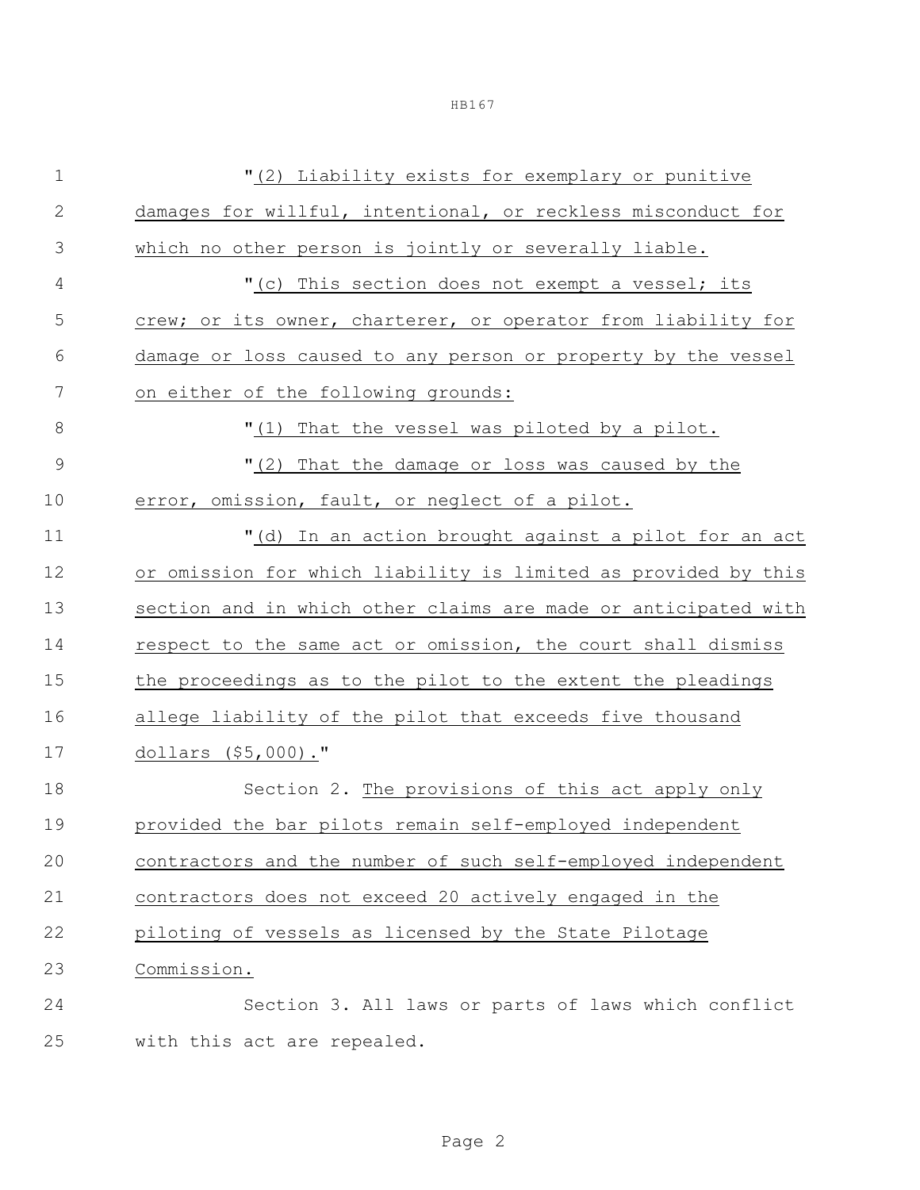"(2) Liability exists for exemplary or punitive damages for willful, intentional, or reckless misconduct for which no other person is jointly or severally liable.

"(c) This section does not exempt a vessel; its crew; or its owner, charterer, or operator from liability for damage or loss caused to any person or property by the vessel on either of the following grounds:

"(1) That the vessel was piloted by a pilot.

"(2) That the damage or loss was caused by the error, omission, fault, or neglect of a pilot.

"(d) In an action brought against a pilot for an act or omission for which liability is limited as provided by this section and in which other claims are made or anticipated with respect to the same act or omission, the court shall dismiss the proceedings as to the pilot to the extent the pleadings allege liability of the pilot that exceeds five thousand dollars ($5,000)."

Section 2. The provisions of this act apply only provided the bar pilots remain self-employed independent contractors and the number of such self-employed independent contractors does not exceed 20 actively engaged in the piloting of vessels as licensed by the State Pilotage Commission.

Section 3. All laws or parts of laws which conflict with this act are repealed.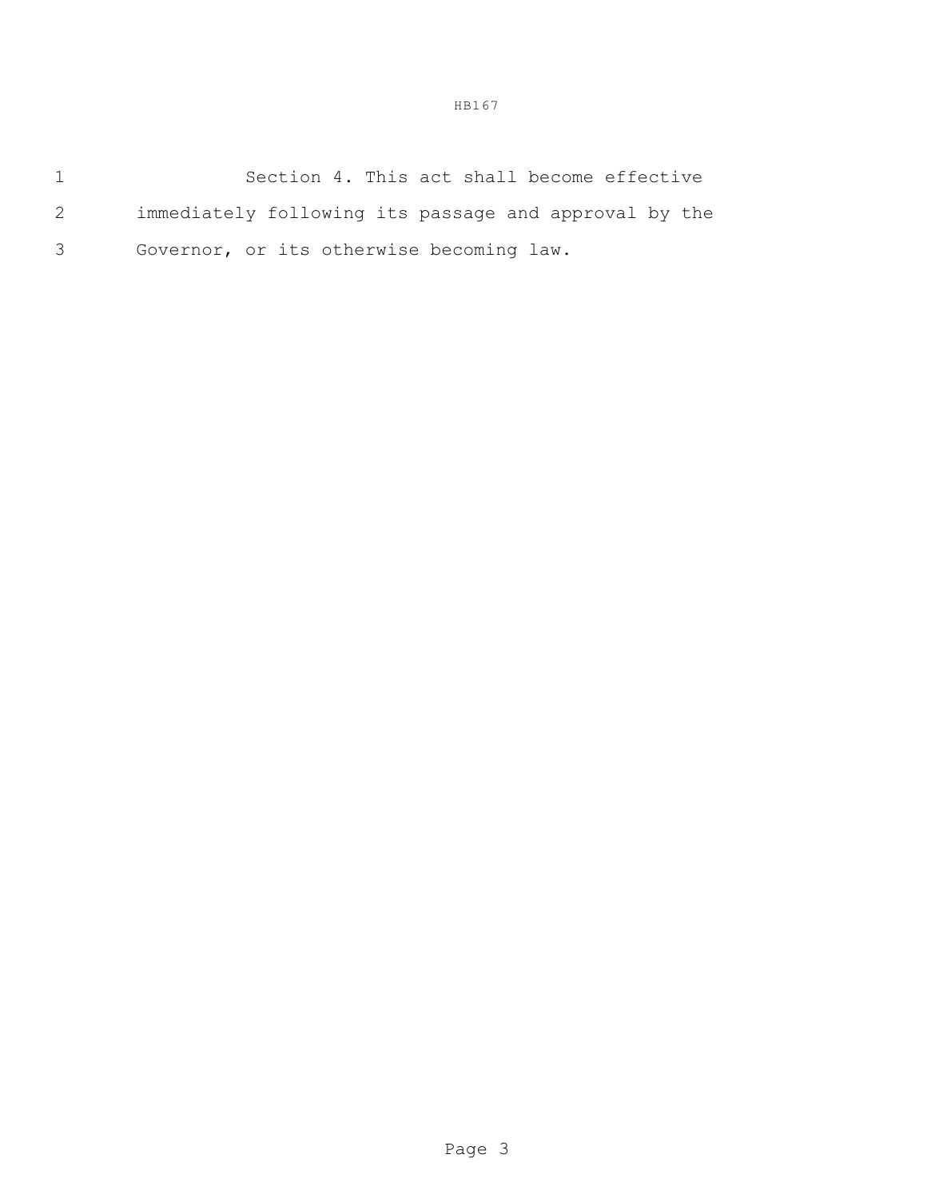Section 4. This act shall become effective immediately following its passage and approval by the Governor, or its otherwise becoming law.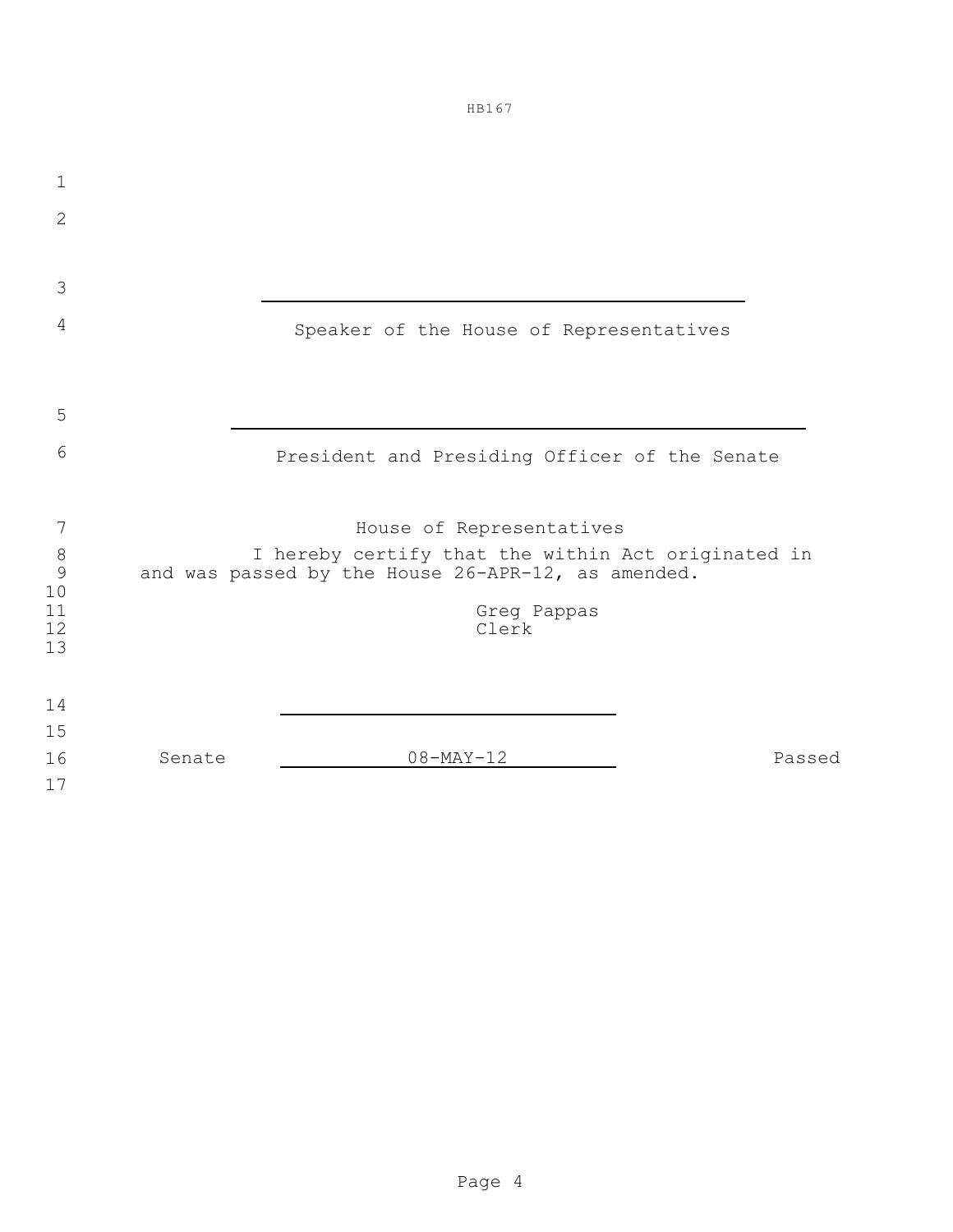\_\_\_\_\_\_\_\_\_\_\_\_\_\_\_\_\_\_\_\_\_\_\_\_\_\_\_\_\_\_\_\_\_\_\_\_\_\_\_\_

Speaker of the House of Representatives

\_\_\_\_\_\_\_\_\_\_\_\_\_\_\_\_\_\_\_\_\_\_\_\_\_\_\_\_\_\_\_\_\_\_\_\_\_\_\_\_

President and Presiding Officer of the Senate

House of Representatives

I hereby certify that the within Act originated in and was passed by the House 26-APR-12, as amended.

Greg Pappas
Clerk

\_\_\_\_\_\_\_\_\_\_\_\_\_\_\_\_\_\_\_\_\_\_\_\_\_\_\_\_

Senate 08-MAY-12 Passed